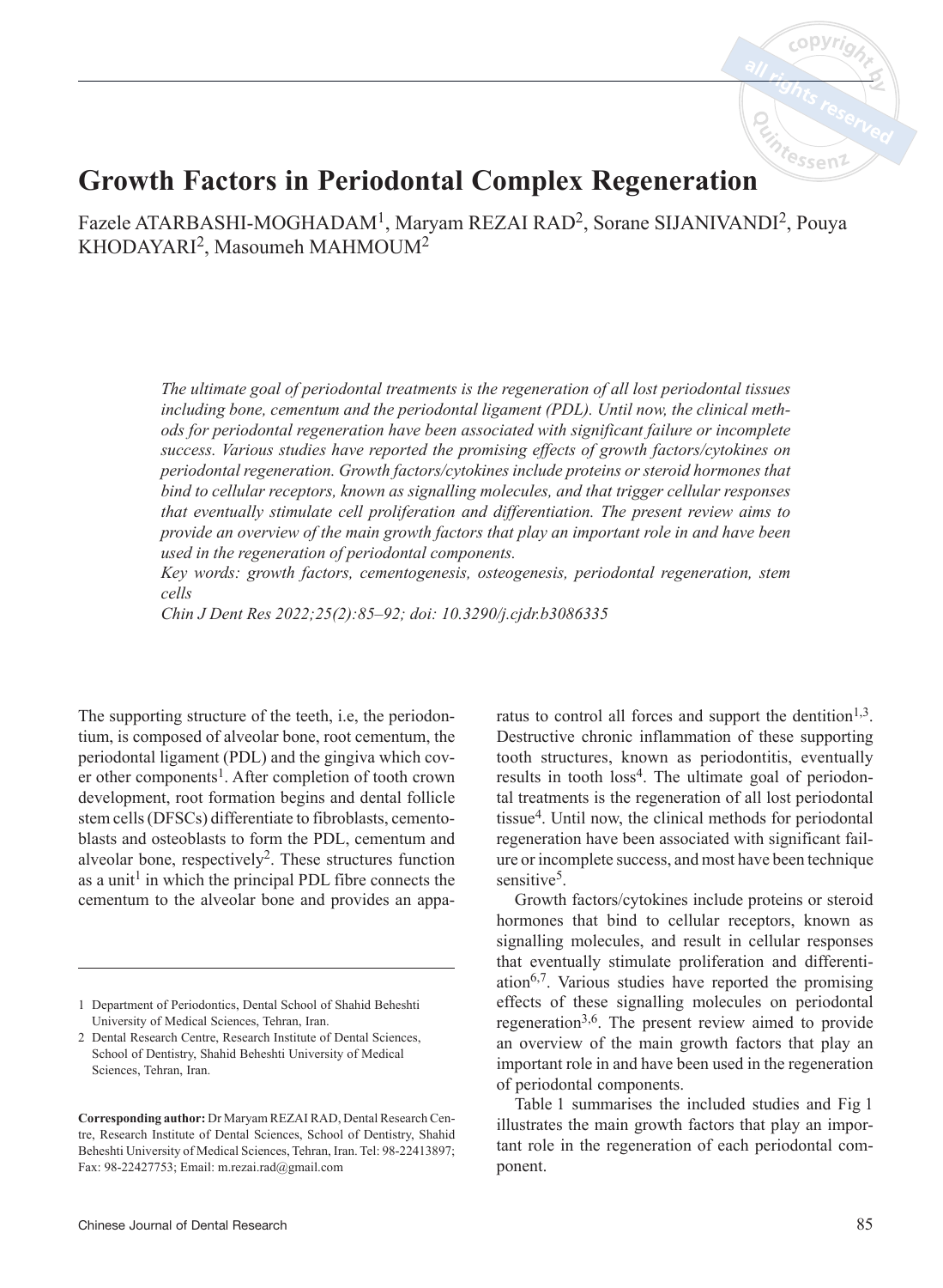# Growth Factors in Periodontal Complex Regeneration

Fazele ATARBASHI-MOGHADAM[1], Maryam REZAI RAD[2], Sorane SIJANIVANDI[2], Pouya KHODAYARI[2], Masoumeh MAHMOUM[2]

*The ultimate goal of periodontal treatments is the regeneration of all lost periodontal tissues including bone, cementum and the periodontal ligament (PDL). Until now, the clinical methods for periodontal regeneration have been associated with significant failure or incomplete success. Various studies have reported the promising effects of growth factors/cytokines on periodontal regeneration. Growth factors/cytokines include proteins or steroid hormones that bind to cellular receptors, known as signalling molecules, and that trigger cellular responses that eventually stimulate cell proliferation and differentiation. The present review aims to provide an overview of the main growth factors that play an important role in and have been used in the regeneration of periodontal components.*

*Key words: growth factors, cementogenesis, osteogenesis, periodontal regeneration, stem cells*

*Chin J Dent Res 2022;25(2):85–92; doi: 10.3290/j.cjdr.b3086335*

The supporting structure of the teeth, i.e, the periodontium, is composed of alveolar bone, root cementum, the periodontal ligament (PDL) and the gingiva which cover other components[1]. After completion of tooth crown development, root formation begins and dental follicle stem cells (DFSCs) differentiate to fibroblasts, cementoblasts and osteoblasts to form the PDL, cementum and alveolar bone, respectively[2]. These structures function as a unit[1] in which the principal PDL fibre connects the cementum to the alveolar bone and provides an apparatus to control all forces and support the dentition[1,3]. Destructive chronic inflammation of these supporting tooth structures, known as periodontitis, eventually results in tooth loss[4]. The ultimate goal of periodontal treatments is the regeneration of all lost periodontal tissue[4]. Until now, the clinical methods for periodontal regeneration have been associated with significant failure or incomplete success, and most have been technique sensitive[5].

Growth factors/cytokines include proteins or steroid hormones that bind to cellular receptors, known as signalling molecules, and result in cellular responses that eventually stimulate proliferation and differentiation[6,7]. Various studies have reported the promising effects of these signalling molecules on periodontal regeneration[3,6]. The present review aimed to provide an overview of the main growth factors that play an important role in and have been used in the regeneration of periodontal components.

Table 1 summarises the included studies and Fig 1 illustrates the main growth factors that play an important role in the regeneration of each periodontal component.

---

1 Department of Periodontics, Dental School of Shahid Beheshti University of Medical Sciences, Tehran, Iran.

2 Dental Research Centre, Research Institute of Dental Sciences, School of Dentistry, Shahid Beheshti University of Medical Sciences, Tehran, Iran.

**Corresponding author:** Dr Maryam REZAI RAD, Dental Research Centre, Research Institute of Dental Sciences, School of Dentistry, Shahid Beheshti University of Medical Sciences, Tehran, Iran. Tel: 98-22413897; Fax: 98-22427753; Email: m.rezai.rad@gmail.com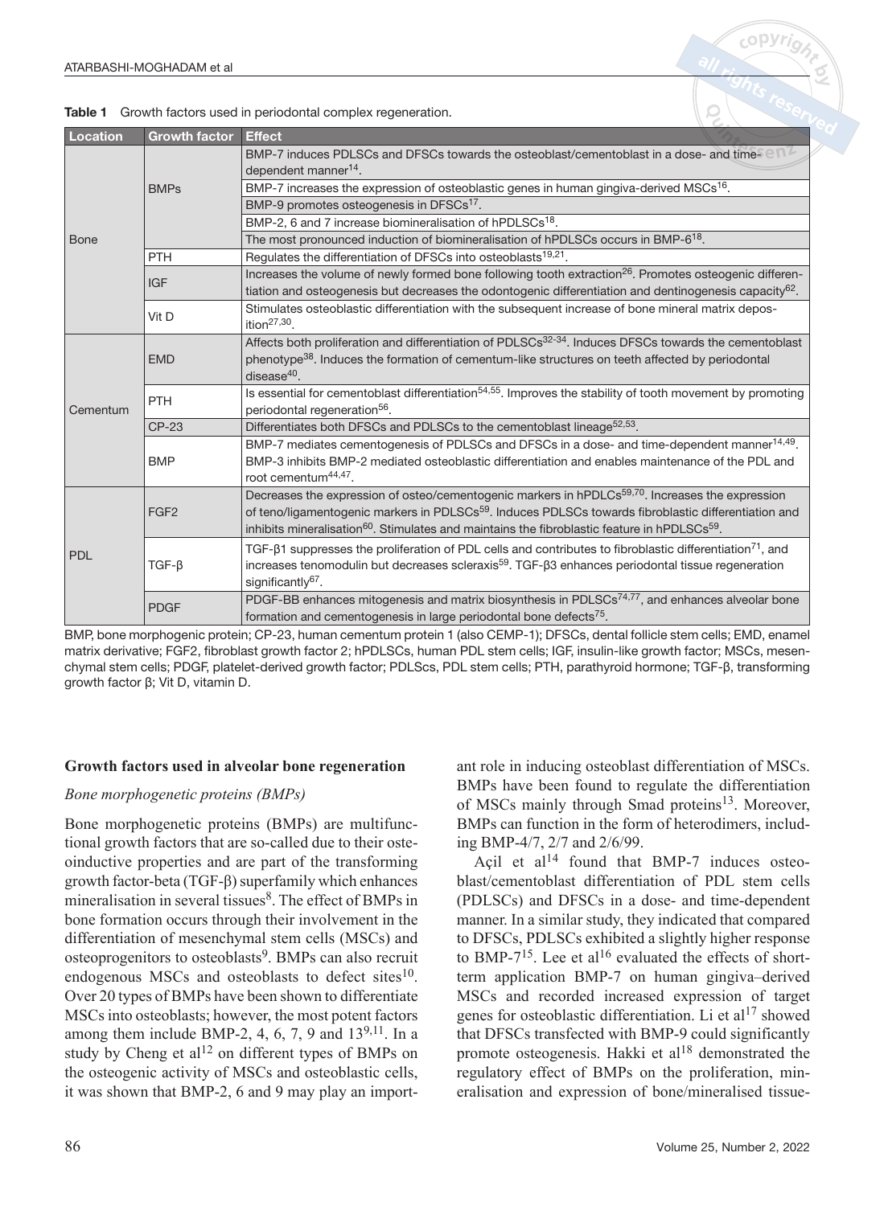**Table 1** Growth factors used in periodontal complex regeneration.

| Location | Growth factor | Effect |
|---|---|---|
| Bone | BMPs | BMP-7 induces PDLSCs and DFSCs towards the osteoblast/cementoblast in a dose- and time-dependent manner[14]. |
| | | BMP-7 increases the expression of osteoblastic genes in human gingiva-derived MSCs[16]. |
| | | BMP-9 promotes osteogenesis in DFSCs[17]. |
| | | BMP-2, 6 and 7 increase biomineralisation of hPDLSCs[18]. |
| | | The most pronounced induction of biomineralisation of hPDLSCs occurs in BMP-6[18]. |
| | PTH | Regulates the differentiation of DFSCs into osteoblasts[19,21]. |
| | IGF | Increases the volume of newly formed bone following tooth extraction[26]. Promotes osteogenic differentiation and osteogenesis but decreases the odontogenic differentiation and dentinogenesis capacity[62]. |
| | Vit D | Stimulates osteoblastic differentiation with the subsequent increase of bone mineral matrix deposition[27,30]. |
| Cementum | EMD | Affects both proliferation and differentiation of PDLSCs[32-34]. Induces DFSCs towards the cementoblast phenotype[38]. Induces the formation of cementum-like structures on teeth affected by periodontal disease[40]. |
| | PTH | Is essential for cementoblast differentiation[54,55]. Improves the stability of tooth movement by promoting periodontal regeneration[56]. |
| | CP-23 | Differentiates both DFSCs and PDLSCs to the cementoblast lineage[52,53]. |
| | BMP | BMP-7 mediates cementogenesis of PDLSCs and DFSCs in a dose- and time-dependent manner[14,49]. BMP-3 inhibits BMP-2 mediated osteoblastic differentiation and enables maintenance of the PDL and root cementum[44,47]. |
| PDL | FGF2 | Decreases the expression of osteo/cementogenic markers in hPDLCs[59,70]. Increases the expression of teno/ligamentogenic markers in PDLSCs[59]. Induces PDLSCs towards fibroblastic differentiation and inhibits mineralisation[60]. Stimulates and maintains the fibroblastic feature in hPDLSCs[59]. |
| | TGF-β | TGF-β1 suppresses the proliferation of PDL cells and contributes to fibroblastic differentiation[71], and increases tenomodulin but decreases scleraxis[59]. TGF-β3 enhances periodontal tissue regeneration significantly[67]. |
| | PDGF | PDGF-BB enhances mitogenesis and matrix biosynthesis in PDLSCs[74,77], and enhances alveolar bone formation and cementogenesis in large periodontal bone defects[75]. |

BMP, bone morphogenic protein; CP-23, human cementum protein 1 (also CEMP-1); DFSCs, dental follicle stem cells; EMD, enamel matrix derivative; FGF2, fibroblast growth factor 2; hPDLSCs, human PDL stem cells; IGF, insulin-like growth factor; MSCs, mesenchymal stem cells; PDGF, platelet-derived growth factor; PDLScs, PDL stem cells; PTH, parathyroid hormone; TGF-β, transforming growth factor β; Vit D, vitamin D.

## Growth factors used in alveolar bone regeneration

### *Bone morphogenetic proteins (BMPs)*

Bone morphogenetic proteins (BMPs) are multifunctional growth factors that are so-called due to their osteoinductive properties and are part of the transforming growth factor-beta (TGF-β) superfamily which enhances mineralisation in several tissues[8]. The effect of BMPs in bone formation occurs through their involvement in the differentiation of mesenchymal stem cells (MSCs) and osteoprogenitors to osteoblasts[9]. BMPs can also recruit endogenous MSCs and osteoblasts to defect sites[10]. Over 20 types of BMPs have been shown to differentiate MSCs into osteoblasts; however, the most potent factors among them include BMP-2, 4, 6, 7, 9 and 13[9,11]. In a study by Cheng et al[12] on different types of BMPs on the osteogenic activity of MSCs and osteoblastic cells, it was shown that BMP-2, 6 and 9 may play an important role in inducing osteoblast differentiation of MSCs. BMPs have been found to regulate the differentiation of MSCs mainly through Smad proteins[13]. Moreover, BMPs can function in the form of heterodimers, including BMP-4/7, 2/7 and 2/6/99.

Açil et al[14] found that BMP-7 induces osteoblast/cementoblast differentiation of PDL stem cells (PDLSCs) and DFSCs in a dose- and time-dependent manner. In a similar study, they indicated that compared to DFSCs, PDLSCs exhibited a slightly higher response to BMP-7[15]. Lee et al[16] evaluated the effects of short-term application BMP-7 on human gingiva–derived MSCs and recorded increased expression of target genes for osteoblastic differentiation. Li et al[17] showed that DFSCs transfected with BMP-9 could significantly promote osteogenesis. Hakki et al[18] demonstrated the regulatory effect of BMPs on the proliferation, mineralisation and expression of bone/mineralised tissue-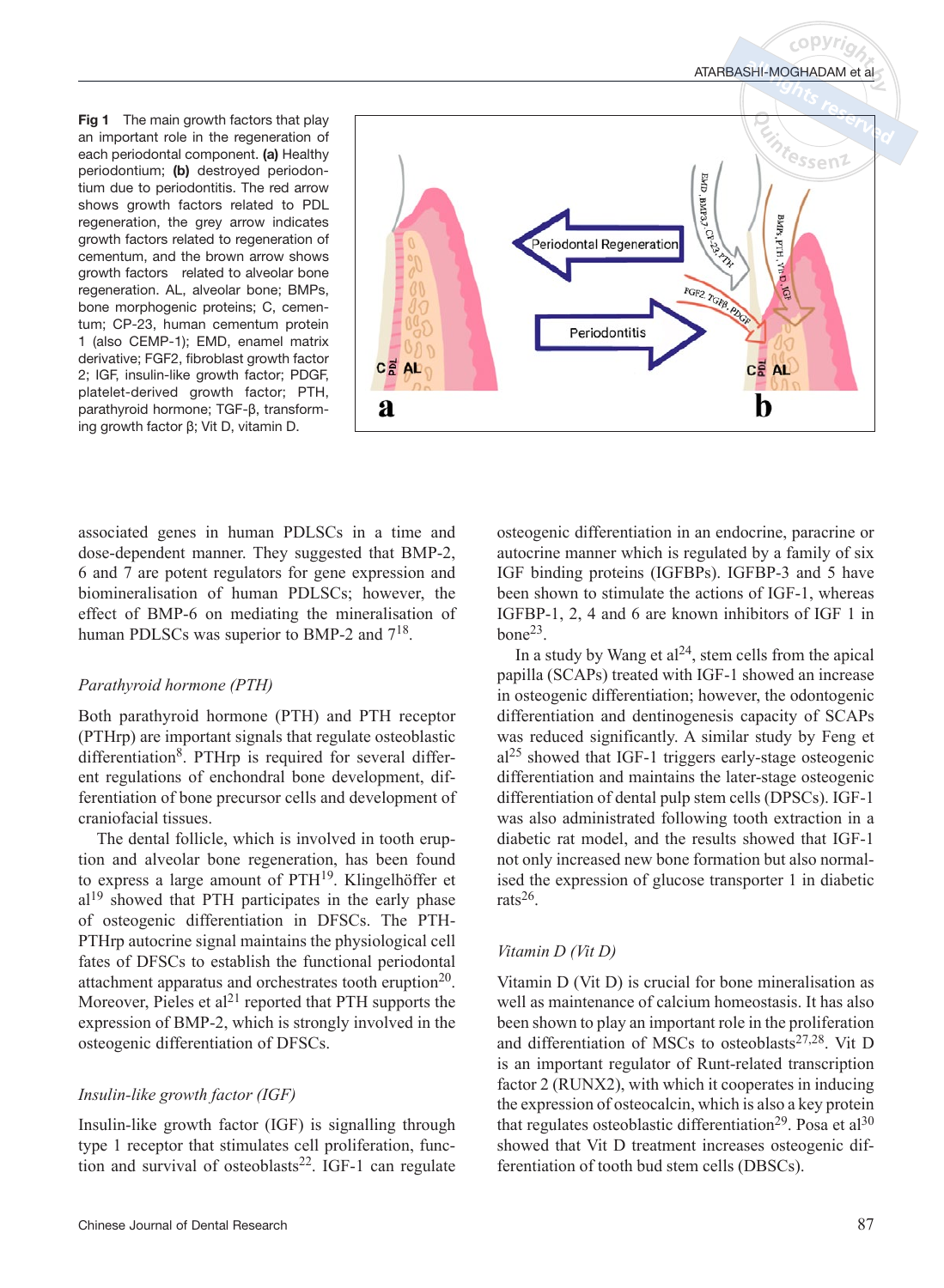**Fig 1** The main growth factors that play an important role in the regeneration of each periodontal component. **(a)** Healthy periodontium; **(b)** destroyed periodontium due to periodontitis. The red arrow shows growth factors related to PDL regeneration, the grey arrow indicates growth factors related to regeneration of cementum, and the brown arrow shows growth factors related to alveolar bone regeneration. AL, alveolar bone; BMPs, bone morphogenic proteins; C, cementum; CP-23, human cementum protein 1 (also CEMP-1); EMD, enamel matrix derivative; FGF2, fibroblast growth factor 2; IGF, insulin-like growth factor; PDGF, platelet-derived growth factor; PTH, parathyroid hormone; TGF-β, transforming growth factor β; Vit D, vitamin D.

associated genes in human PDLSCs in a time and dose-dependent manner. They suggested that BMP-2, 6 and 7 are potent regulators for gene expression and biomineralisation of human PDLSCs; however, the effect of BMP-6 on mediating the mineralisation of human PDLSCs was superior to BMP-2 and 7[18].

### *Parathyroid hormone (PTH)*

Both parathyroid hormone (PTH) and PTH receptor (PTHrp) are important signals that regulate osteoblastic differentiation[8]. PTHrp is required for several different regulations of enchondral bone development, differentiation of bone precursor cells and development of craniofacial tissues.

The dental follicle, which is involved in tooth eruption and alveolar bone regeneration, has been found to express a large amount of PTH[19]. Klingelhöffer et al[19] showed that PTH participates in the early phase of osteogenic differentiation in DFSCs. The PTH-PTHrp autocrine signal maintains the physiological cell fates of DFSCs to establish the functional periodontal attachment apparatus and orchestrates tooth eruption[20]. Moreover, Pieles et al[21] reported that PTH supports the expression of BMP-2, which is strongly involved in the osteogenic differentiation of DFSCs.

### *Insulin-like growth factor (IGF)*

Insulin-like growth factor (IGF) is signalling through type 1 receptor that stimulates cell proliferation, function and survival of osteoblasts[22]. IGF-1 can regulate osteogenic differentiation in an endocrine, paracrine or autocrine manner which is regulated by a family of six IGF binding proteins (IGFBPs). IGFBP-3 and 5 have been shown to stimulate the actions of IGF-1, whereas IGFBP-1, 2, 4 and 6 are known inhibitors of IGF 1 in bone[23].

In a study by Wang et al[24], stem cells from the apical papilla (SCAPs) treated with IGF-1 showed an increase in osteogenic differentiation; however, the odontogenic differentiation and dentinogenesis capacity of SCAPs was reduced significantly. A similar study by Feng et al[25] showed that IGF-1 triggers early-stage osteogenic differentiation and maintains the later-stage osteogenic differentiation of dental pulp stem cells (DPSCs). IGF-1 was also administrated following tooth extraction in a diabetic rat model, and the results showed that IGF-1 not only increased new bone formation but also normalised the expression of glucose transporter 1 in diabetic rats[26].

### *Vitamin D (Vit D)*

Vitamin D (Vit D) is crucial for bone mineralisation as well as maintenance of calcium homeostasis. It has also been shown to play an important role in the proliferation and differentiation of MSCs to osteoblasts[27,28]. Vit D is an important regulator of Runt-related transcription factor 2 (RUNX2), with which it cooperates in inducing the expression of osteocalcin, which is also a key protein that regulates osteoblastic differentiation[29]. Posa et al[30] showed that Vit D treatment increases osteogenic differentiation of tooth bud stem cells (DBSCs).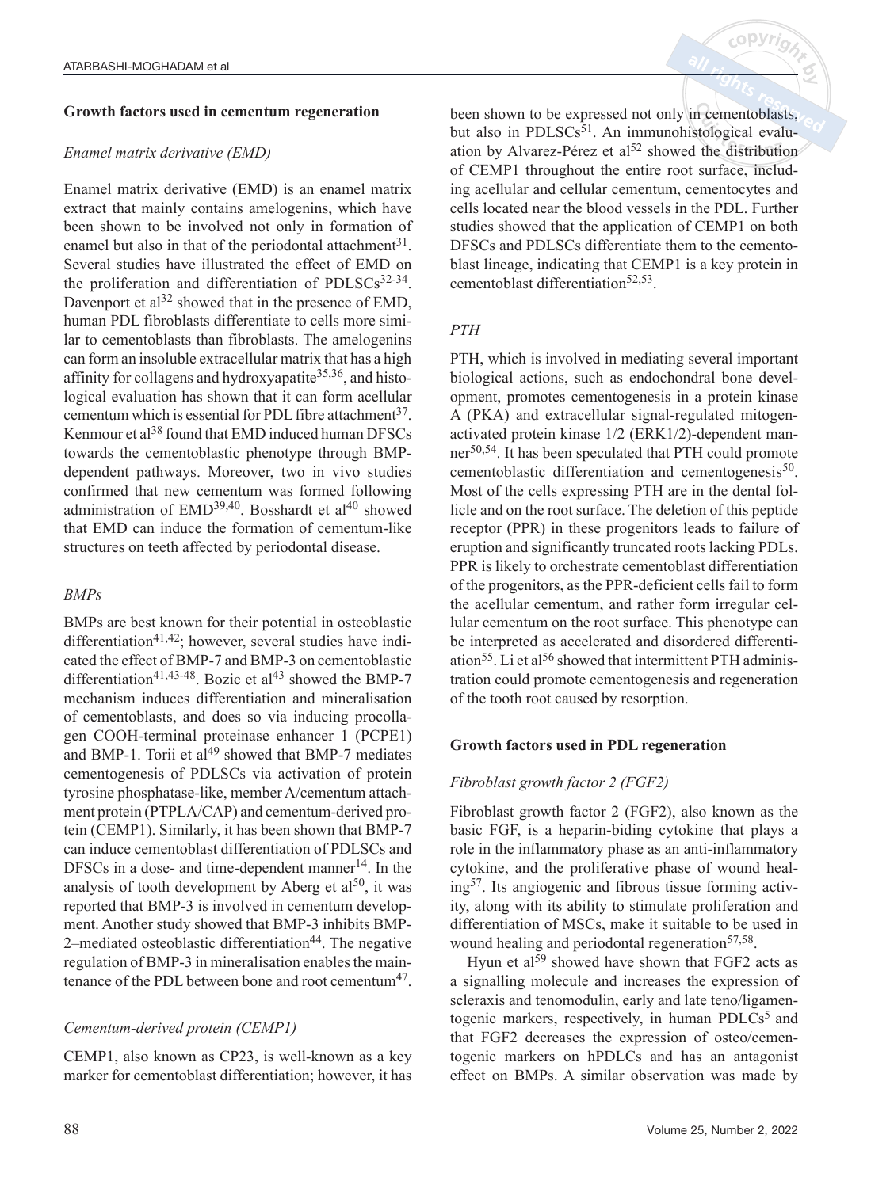## Growth factors used in cementum regeneration

### *Enamel matrix derivative (EMD)*

Enamel matrix derivative (EMD) is an enamel matrix extract that mainly contains amelogenins, which have been shown to be involved not only in formation of enamel but also in that of the periodontal attachment[31]. Several studies have illustrated the effect of EMD on the proliferation and differentiation of PDLSCs[32-34]. Davenport et al[32] showed that in the presence of EMD, human PDL fibroblasts differentiate to cells more similar to cementoblasts than fibroblasts. The amelogenins can form an insoluble extracellular matrix that has a high affinity for collagens and hydroxyapatite[35,36], and histological evaluation has shown that it can form acellular cementum which is essential for PDL fibre attachment[37]. Kenmour et al[38] found that EMD induced human DFSCs towards the cementoblastic phenotype through BMP-dependent pathways. Moreover, two in vivo studies confirmed that new cementum was formed following administration of EMD[39,40]. Bosshardt et al[40] showed that EMD can induce the formation of cementum-like structures on teeth affected by periodontal disease.

### *BMPs*

BMPs are best known for their potential in osteoblastic differentiation[41,42]; however, several studies have indicated the effect of BMP-7 and BMP-3 on cementoblastic differentiation[41,43-48]. Bozic et al[43] showed the BMP-7 mechanism induces differentiation and mineralisation of cementoblasts, and does so via inducing procollagen COOH-terminal proteinase enhancer 1 (PCPE1) and BMP-1. Torii et al[49] showed that BMP-7 mediates cementogenesis of PDLSCs via activation of protein tyrosine phosphatase-like, member A/cementum attachment protein (PTPLA/CAP) and cementum-derived protein (CEMP1). Similarly, it has been shown that BMP-7 can induce cementoblast differentiation of PDLSCs and DFSCs in a dose- and time-dependent manner[14]. In the analysis of tooth development by Aberg et al[50], it was reported that BMP-3 is involved in cementum development. Another study showed that BMP-3 inhibits BMP-2–mediated osteoblastic differentiation[44]. The negative regulation of BMP-3 in mineralisation enables the maintenance of the PDL between bone and root cementum[47].

### *Cementum-derived protein (CEMP1)*

CEMP1, also known as CP23, is well-known as a key marker for cementoblast differentiation; however, it has been shown to be expressed not only in cementoblasts, but also in PDLSCs[51]. An immunohistological evaluation by Alvarez-Pérez et al[52] showed the distribution of CEMP1 throughout the entire root surface, including acellular and cellular cementum, cementocytes and cells located near the blood vessels in the PDL. Further studies showed that the application of CEMP1 on both DFSCs and PDLSCs differentiate them to the cementoblast lineage, indicating that CEMP1 is a key protein in cementoblast differentiation[52,53].

### *PTH*

PTH, which is involved in mediating several important biological actions, such as endochondral bone development, promotes cementogenesis in a protein kinase A (PKA) and extracellular signal-regulated mitogen-activated protein kinase 1/2 (ERK1/2)-dependent manner[50,54]. It has been speculated that PTH could promote cementoblastic differentiation and cementogenesis[50]. Most of the cells expressing PTH are in the dental follicle and on the root surface. The deletion of this peptide receptor (PPR) in these progenitors leads to failure of eruption and significantly truncated roots lacking PDLs. PPR is likely to orchestrate cementoblast differentiation of the progenitors, as the PPR-deficient cells fail to form the acellular cementum, and rather form irregular cellular cementum on the root surface. This phenotype can be interpreted as accelerated and disordered differentiation[55]. Li et al[56] showed that intermittent PTH administration could promote cementogenesis and regeneration of the tooth root caused by resorption.

## Growth factors used in PDL regeneration

### *Fibroblast growth factor 2 (FGF2)*

Fibroblast growth factor 2 (FGF2), also known as the basic FGF, is a heparin-biding cytokine that plays a role in the inflammatory phase as an anti-inflammatory cytokine, and the proliferative phase of wound healing[57]. Its angiogenic and fibrous tissue forming activity, along with its ability to stimulate proliferation and differentiation of MSCs, make it suitable to be used in wound healing and periodontal regeneration[57,58].

Hyun et al[59] showed have shown that FGF2 acts as a signalling molecule and increases the expression of scleraxis and tenomodulin, early and late teno/ligamentogenic markers, respectively, in human PDLCs[5] and that FGF2 decreases the expression of osteo/cementogenic markers on hPDLCs and has an antagonist effect on BMPs. A similar observation was made by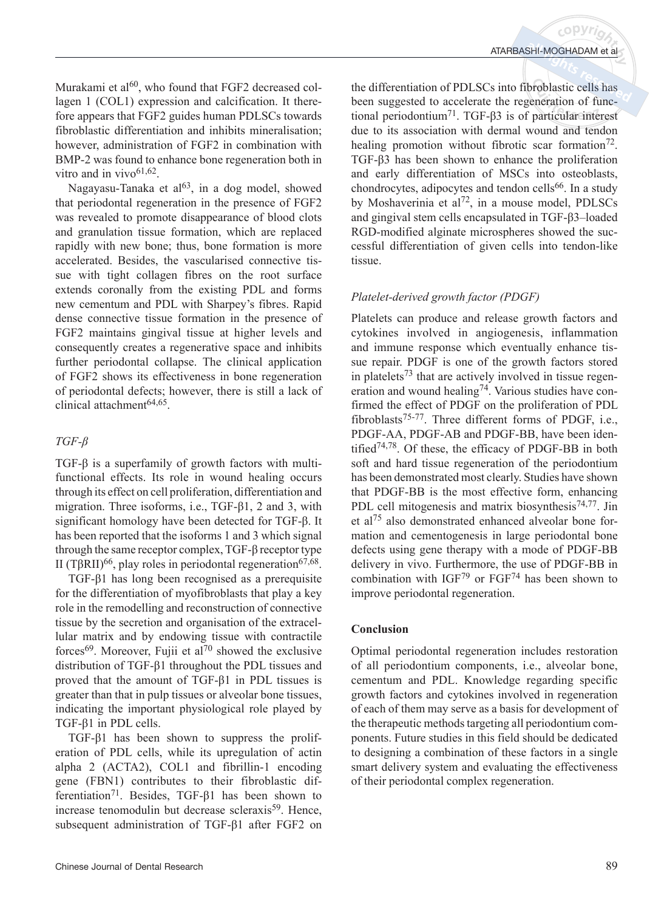Murakami et al[60], who found that FGF2 decreased collagen 1 (COL1) expression and calcification. It therefore appears that FGF2 guides human PDLSCs towards fibroblastic differentiation and inhibits mineralisation; however, administration of FGF2 in combination with BMP-2 was found to enhance bone regeneration both in vitro and in vivo[61,62].

Nagayasu-Tanaka et al[63], in a dog model, showed that periodontal regeneration in the presence of FGF2 was revealed to promote disappearance of blood clots and granulation tissue formation, which are replaced rapidly with new bone; thus, bone formation is more accelerated. Besides, the vascularised connective tissue with tight collagen fibres on the root surface extends coronally from the existing PDL and forms new cementum and PDL with Sharpey's fibres. Rapid dense connective tissue formation in the presence of FGF2 maintains gingival tissue at higher levels and consequently creates a regenerative space and inhibits further periodontal collapse. The clinical application of FGF2 shows its effectiveness in bone regeneration of periodontal defects; however, there is still a lack of clinical attachment[64,65].

### *TGF-β*

TGF-β is a superfamily of growth factors with multifunctional effects. Its role in wound healing occurs through its effect on cell proliferation, differentiation and migration. Three isoforms, i.e., TGF-β1, 2 and 3, with significant homology have been detected for TGF-β. It has been reported that the isoforms 1 and 3 which signal through the same receptor complex, TGF-β receptor type II (TβRII)[66], play roles in periodontal regeneration[67,68].

TGF-β1 has long been recognised as a prerequisite for the differentiation of myofibroblasts that play a key role in the remodelling and reconstruction of connective tissue by the secretion and organisation of the extracellular matrix and by endowing tissue with contractile forces[69]. Moreover, Fujii et al[70] showed the exclusive distribution of TGF-β1 throughout the PDL tissues and proved that the amount of TGF-β1 in PDL tissues is greater than that in pulp tissues or alveolar bone tissues, indicating the important physiological role played by TGF-β1 in PDL cells.

TGF-β1 has been shown to suppress the proliferation of PDL cells, while its upregulation of actin alpha 2 (ACTA2), COL1 and fibrillin-1 encoding gene (FBN1) contributes to their fibroblastic differentiation[71]. Besides, TGF-β1 has been shown to increase tenomodulin but decrease scleraxis[59]. Hence, subsequent administration of TGF-β1 after FGF2 on the differentiation of PDLSCs into fibroblastic cells has been suggested to accelerate the regeneration of functional periodontium[71]. TGF-β3 is of particular interest due to its association with dermal wound and tendon healing promotion without fibrotic scar formation[72]. TGF-β3 has been shown to enhance the proliferation and early differentiation of MSCs into osteoblasts, chondrocytes, adipocytes and tendon cells[66]. In a study by Moshaverinia et al[72], in a mouse model, PDLSCs and gingival stem cells encapsulated in TGF-β3–loaded RGD-modified alginate microspheres showed the successful differentiation of given cells into tendon-like tissue.

### *Platelet-derived growth factor (PDGF)*

Platelets can produce and release growth factors and cytokines involved in angiogenesis, inflammation and immune response which eventually enhance tissue repair. PDGF is one of the growth factors stored in platelets[73] that are actively involved in tissue regeneration and wound healing[74]. Various studies have confirmed the effect of PDGF on the proliferation of PDL fibroblasts[75-77]. Three different forms of PDGF, i.e., PDGF-AA, PDGF-AB and PDGF-BB, have been identified[74,78]. Of these, the efficacy of PDGF-BB in both soft and hard tissue regeneration of the periodontium has been demonstrated most clearly. Studies have shown that PDGF-BB is the most effective form, enhancing PDL cell mitogenesis and matrix biosynthesis[74,77]. Jin et al[75] also demonstrated enhanced alveolar bone formation and cementogenesis in large periodontal bone defects using gene therapy with a mode of PDGF-BB delivery in vivo. Furthermore, the use of PDGF-BB in combination with IGF[79] or FGF[74] has been shown to improve periodontal regeneration.

## Conclusion

Optimal periodontal regeneration includes restoration of all periodontium components, i.e., alveolar bone, cementum and PDL. Knowledge regarding specific growth factors and cytokines involved in regeneration of each of them may serve as a basis for development of the therapeutic methods targeting all periodontium components. Future studies in this field should be dedicated to designing a combination of these factors in a single smart delivery system and evaluating the effectiveness of their periodontal complex regeneration.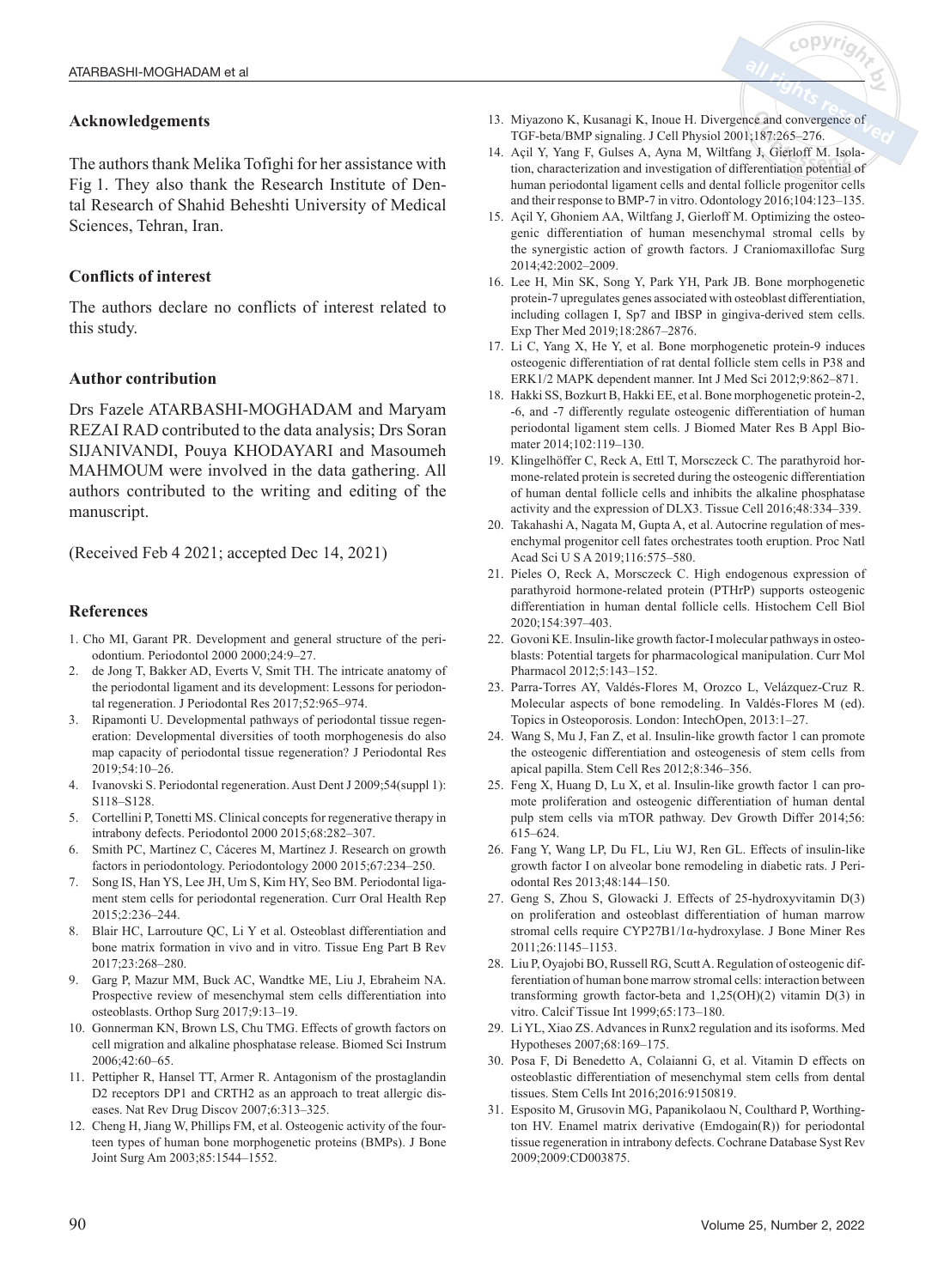## Acknowledgements

The authors thank Melika Tofighi for her assistance with Fig 1. They also thank the Research Institute of Dental Research of Shahid Beheshti University of Medical Sciences, Tehran, Iran.

## Conflicts of interest

The authors declare no conflicts of interest related to this study.

## Author contribution

Drs Fazele ATARBASHI-MOGHADAM and Maryam REZAI RAD contributed to the data analysis; Drs Soran SIJANIVANDI, Pouya KHODAYARI and Masoumeh MAHMOUM were involved in the data gathering. All authors contributed to the writing and editing of the manuscript.

(Received Feb 4 2021; accepted Dec 14, 2021)

## References

1. Cho MI, Garant PR. Development and general structure of the periodontium. Periodontol 2000 2000;24:9–27.
2. de Jong T, Bakker AD, Everts V, Smit TH. The intricate anatomy of the periodontal ligament and its development: Lessons for periodontal regeneration. J Periodontal Res 2017;52:965–974.
3. Ripamonti U. Developmental pathways of periodontal tissue regeneration: Developmental diversities of tooth morphogenesis do also map capacity of periodontal tissue regeneration? J Periodontal Res 2019;54:10–26.
4. Ivanovski S. Periodontal regeneration. Aust Dent J 2009;54(suppl 1):S118–S128.
5. Cortellini P, Tonetti MS. Clinical concepts for regenerative therapy in intrabony defects. Periodontol 2000 2015;68:282–307.
6. Smith PC, Martínez C, Cáceres M, Martínez J. Research on growth factors in periodontology. Periodontology 2000 2015;67:234–250.
7. Song IS, Han YS, Lee JH, Um S, Kim HY, Seo BM. Periodontal ligament stem cells for periodontal regeneration. Curr Oral Health Rep 2015;2:236–244.
8. Blair HC, Larrouture QC, Li Y et al. Osteoblast differentiation and bone matrix formation in vivo and in vitro. Tissue Eng Part B Rev 2017;23:268–280.
9. Garg P, Mazur MM, Buck AC, Wandtke ME, Liu J, Ebraheim NA. Prospective review of mesenchymal stem cells differentiation into osteoblasts. Orthop Surg 2017;9:13–19.
10. Gonnerman KN, Brown LS, Chu TMG. Effects of growth factors on cell migration and alkaline phosphatase release. Biomed Sci Instrum 2006;42:60–65.
11. Pettipher R, Hansel TT, Armer R. Antagonism of the prostaglandin D2 receptors DP1 and CRTH2 as an approach to treat allergic diseases. Nat Rev Drug Discov 2007;6:313–325.
12. Cheng H, Jiang W, Phillips FM, et al. Osteogenic activity of the fourteen types of human bone morphogenetic proteins (BMPs). J Bone Joint Surg Am 2003;85:1544–1552.
13. Miyazono K, Kusanagi K, Inoue H. Divergence and convergence of TGF-beta/BMP signaling. J Cell Physiol 2001;187:265–276.
14. Açil Y, Yang F, Gulses A, Ayna M, Wiltfang J, Gierloff M. Isolation, characterization and investigation of differentiation potential of human periodontal ligament cells and dental follicle progenitor cells and their response to BMP-7 in vitro. Odontology 2016;104:123–135.
15. Açil Y, Ghoniem AA, Wiltfang J, Gierloff M. Optimizing the osteogenic differentiation of human mesenchymal stromal cells by the synergistic action of growth factors. J Craniomaxillofac Surg 2014;42:2002–2009.
16. Lee H, Min SK, Song Y, Park YH, Park JB. Bone morphogenetic protein-7 upregulates genes associated with osteoblast differentiation, including collagen I, Sp7 and IBSP in gingiva-derived stem cells. Exp Ther Med 2019;18:2867–2876.
17. Li C, Yang X, He Y, et al. Bone morphogenetic protein-9 induces osteogenic differentiation of rat dental follicle stem cells in P38 and ERK1/2 MAPK dependent manner. Int J Med Sci 2012;9:862–871.
18. Hakki SS, Bozkurt B, Hakki EE, et al. Bone morphogenetic protein-2, -6, and -7 differently regulate osteogenic differentiation of human periodontal ligament stem cells. J Biomed Mater Res B Appl Biomater 2014;102:119–130.
19. Klingelhöffer C, Reck A, Ettl T, Morsczeck C. The parathyroid hormone-related protein is secreted during the osteogenic differentiation of human dental follicle cells and inhibits the alkaline phosphatase activity and the expression of DLX3. Tissue Cell 2016;48:334–339.
20. Takahashi A, Nagata M, Gupta A, et al. Autocrine regulation of mesenchymal progenitor cell fates orchestrates tooth eruption. Proc Natl Acad Sci U S A 2019;116:575–580.
21. Pieles O, Reck A, Morsczeck C. High endogenous expression of parathyroid hormone-related protein (PTHrP) supports osteogenic differentiation in human dental follicle cells. Histochem Cell Biol 2020;154:397–403.
22. Govoni KE. Insulin-like growth factor-I molecular pathways in osteoblasts: Potential targets for pharmacological manipulation. Curr Mol Pharmacol 2012;5:143–152.
23. Parra-Torres AY, Valdés-Flores M, Orozco L, Velázquez-Cruz R. Molecular aspects of bone remodeling. In Valdés-Flores M (ed). Topics in Osteoporosis. London: IntechOpen, 2013:1–27.
24. Wang S, Mu J, Fan Z, et al. Insulin-like growth factor 1 can promote the osteogenic differentiation and osteogenesis of stem cells from apical papilla. Stem Cell Res 2012;8:346–356.
25. Feng X, Huang D, Lu X, et al. Insulin-like growth factor 1 can promote proliferation and osteogenic differentiation of human dental pulp stem cells via mTOR pathway. Dev Growth Differ 2014;56:615–624.
26. Fang Y, Wang LP, Du FL, Liu WJ, Ren GL. Effects of insulin-like growth factor I on alveolar bone remodeling in diabetic rats. J Periodontal Res 2013;48:144–150.
27. Geng S, Zhou S, Glowacki J. Effects of 25-hydroxyvitamin D(3) on proliferation and osteoblast differentiation of human marrow stromal cells require CYP27B1/1α-hydroxylase. J Bone Miner Res 2011;26:1145–1153.
28. Liu P, Oyajobi BO, Russell RG, Scutt A. Regulation of osteogenic differentiation of human bone marrow stromal cells: interaction between transforming growth factor-beta and 1,25(OH)(2) vitamin D(3) in vitro. Calcif Tissue Int 1999;65:173–180.
29. Li YL, Xiao ZS. Advances in Runx2 regulation and its isoforms. Med Hypotheses 2007;68:169–175.
30. Posa F, Di Benedetto A, Colaianni G, et al. Vitamin D effects on osteoblastic differentiation of mesenchymal stem cells from dental tissues. Stem Cells Int 2016;2016:9150819.
31. Esposito M, Grusovin MG, Papanikolaou N, Coulthard P, Worthington HV. Enamel matrix derivative (Emdogain(R)) for periodontal tissue regeneration in intrabony defects. Cochrane Database Syst Rev 2009;2009:CD003875.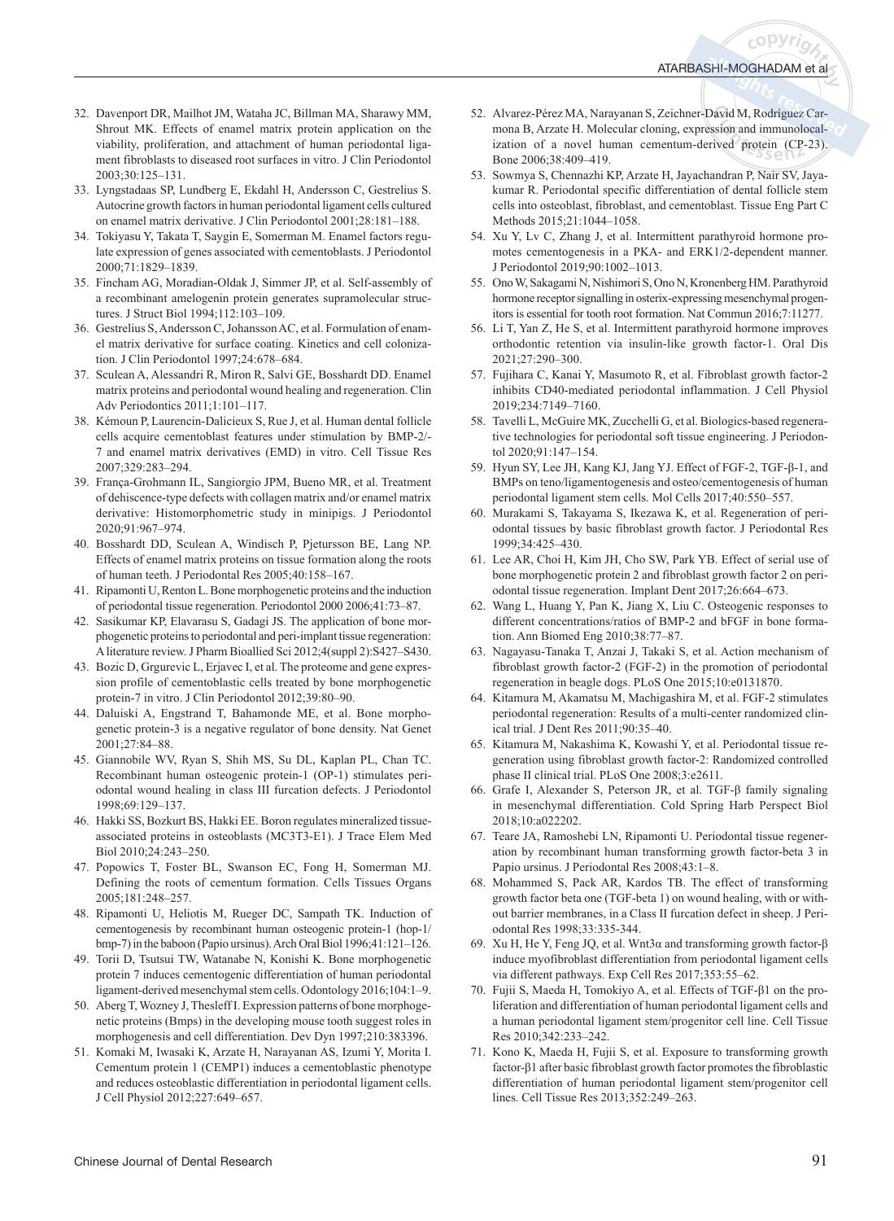32. Davenport DR, Mailhot JM, Wataha JC, Billman MA, Sharawy MM, Shrout MK. Effects of enamel matrix protein application on the viability, proliferation, and attachment of human periodontal ligament fibroblasts to diseased root surfaces in vitro. J Clin Periodontol 2003;30:125–131.
33. Lyngstadaas SP, Lundberg E, Ekdahl H, Andersson C, Gestrelius S. Autocrine growth factors in human periodontal ligament cells cultured on enamel matrix derivative. J Clin Periodontol 2001;28:181–188.
34. Tokiyasu Y, Takata T, Saygin E, Somerman M. Enamel factors regulate expression of genes associated with cementoblasts. J Periodontol 2000;71:1829–1839.
35. Fincham AG, Moradian-Oldak J, Simmer JP, et al. Self-assembly of a recombinant amelogenin protein generates supramolecular structures. J Struct Biol 1994;112:103–109.
36. Gestrelius S, Andersson C, Johansson AC, et al. Formulation of enamel matrix derivative for surface coating. Kinetics and cell colonization. J Clin Periodontol 1997;24:678–684.
37. Sculean A, Alessandri R, Miron R, Salvi GE, Bosshardt DD. Enamel matrix proteins and periodontal wound healing and regeneration. Clin Adv Periodontics 2011;1:101–117.
38. Kémoun P, Laurencin-Dalicieux S, Rue J, et al. Human dental follicle cells acquire cementoblast features under stimulation by BMP-2/-7 and enamel matrix derivatives (EMD) in vitro. Cell Tissue Res 2007;329:283–294.
39. França-Grohmann IL, Sangiorgio JPM, Bueno MR, et al. Treatment of dehiscence-type defects with collagen matrix and/or enamel matrix derivative: Histomorphometric study in minipigs. J Periodontol 2020;91:967–974.
40. Bosshardt DD, Sculean A, Windisch P, Pjetursson BE, Lang NP. Effects of enamel matrix proteins on tissue formation along the roots of human teeth. J Periodontal Res 2005;40:158–167.
41. Ripamonti U, Renton L. Bone morphogenetic proteins and the induction of periodontal tissue regeneration. Periodontol 2000 2006;41:73–87.
42. Sasikumar KP, Elavarasu S, Gadagi JS. The application of bone morphogenetic proteins to periodontal and peri-implant tissue regeneration: A literature review. J Pharm Bioallied Sci 2012;4(suppl 2):S427–S430.
43. Bozic D, Grgurevic L, Erjavec I, et al. The proteome and gene expression profile of cementoblastic cells treated by bone morphogenetic protein-7 in vitro. J Clin Periodontol 2012;39:80–90.
44. Daluiski A, Engstrand T, Bahamonde ME, et al. Bone morphogenetic protein-3 is a negative regulator of bone density. Nat Genet 2001;27:84–88.
45. Giannobile WV, Ryan S, Shih MS, Su DL, Kaplan PL, Chan TC. Recombinant human osteogenic protein-1 (OP-1) stimulates periodontal wound healing in class III furcation defects. J Periodontol 1998;69:129–137.
46. Hakki SS, Bozkurt BS, Hakki EE. Boron regulates mineralized tissue-associated proteins in osteoblasts (MC3T3-E1). J Trace Elem Med Biol 2010;24:243–250.
47. Popowics T, Foster BL, Swanson EC, Fong H, Somerman MJ. Defining the roots of cementum formation. Cells Tissues Organs 2005;181:248–257.
48. Ripamonti U, Heliotis M, Rueger DC, Sampath TK. Induction of cementogenesis by recombinant human osteogenic protein-1 (hop-1/bmp-7) in the baboon (Papio ursinus). Arch Oral Biol 1996;41:121–126.
49. Torii D, Tsutsui TW, Watanabe N, Konishi K. Bone morphogenetic protein 7 induces cementogenic differentiation of human periodontal ligament-derived mesenchymal stem cells. Odontology 2016;104:1–9.
50. Aberg T, Wozney J, Thesleff I. Expression patterns of bone morphogenetic proteins (Bmps) in the developing mouse tooth suggest roles in morphogenesis and cell differentiation. Dev Dyn 1997;210:383396.
51. Komaki M, Iwasaki K, Arzate H, Narayanan AS, Izumi Y, Morita I. Cementum protein 1 (CEMP1) induces a cementoblastic phenotype and reduces osteoblastic differentiation in periodontal ligament cells. J Cell Physiol 2012;227:649–657.
52. Alvarez-Pérez MA, Narayanan S, Zeichner-David M, Rodríguez Carmona B, Arzate H. Molecular cloning, expression and immunolocalization of a novel human cementum-derived protein (CP-23). Bone 2006;38:409–419.
53. Sowmya S, Chennazhi KP, Arzate H, Jayachandran P, Nair SV, Jayakumar R. Periodontal specific differentiation of dental follicle stem cells into osteoblast, fibroblast, and cementoblast. Tissue Eng Part C Methods 2015;21:1044–1058.
54. Xu Y, Lv C, Zhang J, et al. Intermittent parathyroid hormone promotes cementogenesis in a PKA- and ERK1/2-dependent manner. J Periodontol 2019;90:1002–1013.
55. Ono W, Sakagami N, Nishimori S, Ono N, Kronenberg HM. Parathyroid hormone receptor signalling in osterix-expressing mesenchymal progenitors is essential for tooth root formation. Nat Commun 2016;7:11277.
56. Li T, Yan Z, He S, et al. Intermittent parathyroid hormone improves orthodontic retention via insulin-like growth factor-1. Oral Dis 2021;27:290–300.
57. Fujihara C, Kanai Y, Masumoto R, et al. Fibroblast growth factor-2 inhibits CD40-mediated periodontal inflammation. J Cell Physiol 2019;234:7149–7160.
58. Tavelli L, McGuire MK, Zucchelli G, et al. Biologics-based regenerative technologies for periodontal soft tissue engineering. J Periodontol 2020;91:147–154.
59. Hyun SY, Lee JH, Kang KJ, Jang YJ. Effect of FGF-2, TGF-β-1, and BMPs on teno/ligamentogenesis and osteo/cementogenesis of human periodontal ligament stem cells. Mol Cells 2017;40:550–557.
60. Murakami S, Takayama S, Ikezawa K, et al. Regeneration of periodontal tissues by basic fibroblast growth factor. J Periodontal Res 1999;34:425–430.
61. Lee AR, Choi H, Kim JH, Cho SW, Park YB. Effect of serial use of bone morphogenetic protein 2 and fibroblast growth factor 2 on periodontal tissue regeneration. Implant Dent 2017;26:664–673.
62. Wang L, Huang Y, Pan K, Jiang X, Liu C. Osteogenic responses to different concentrations/ratios of BMP-2 and bFGF in bone formation. Ann Biomed Eng 2010;38:77–87.
63. Nagayasu-Tanaka T, Anzai J, Takaki S, et al. Action mechanism of fibroblast growth factor-2 (FGF-2) in the promotion of periodontal regeneration in beagle dogs. PLoS One 2015;10:e0131870.
64. Kitamura M, Akamatsu M, Machigashira M, et al. FGF-2 stimulates periodontal regeneration: Results of a multi-center randomized clinical trial. J Dent Res 2011;90:35–40.
65. Kitamura M, Nakashima K, Kowashi Y, et al. Periodontal tissue regeneration using fibroblast growth factor-2: Randomized controlled phase II clinical trial. PLoS One 2008;3:e2611.
66. Grafe I, Alexander S, Peterson JR, et al. TGF-β family signaling in mesenchymal differentiation. Cold Spring Harb Perspect Biol 2018;10:a022202.
67. Teare JA, Ramoshebi LN, Ripamonti U. Periodontal tissue regeneration by recombinant human transforming growth factor-beta 3 in Papio ursinus. J Periodontal Res 2008;43:1–8.
68. Mohammed S, Pack AR, Kardos TB. The effect of transforming growth factor beta one (TGF-beta 1) on wound healing, with or without barrier membranes, in a Class II furcation defect in sheep. J Periodontal Res 1998;33:335-344.
69. Xu H, He Y, Feng JQ, et al. Wnt3α and transforming growth factor-β induce myofibroblast differentiation from periodontal ligament cells via different pathways. Exp Cell Res 2017;353:55–62.
70. Fujii S, Maeda H, Tomokiyo A, et al. Effects of TGF-β1 on the proliferation and differentiation of human periodontal ligament cells and a human periodontal ligament stem/progenitor cell line. Cell Tissue Res 2010;342:233–242.
71. Kono K, Maeda H, Fujii S, et al. Exposure to transforming growth factor-β1 after basic fibroblast growth factor promotes the fibroblastic differentiation of human periodontal ligament stem/progenitor cell lines. Cell Tissue Res 2013;352:249–263.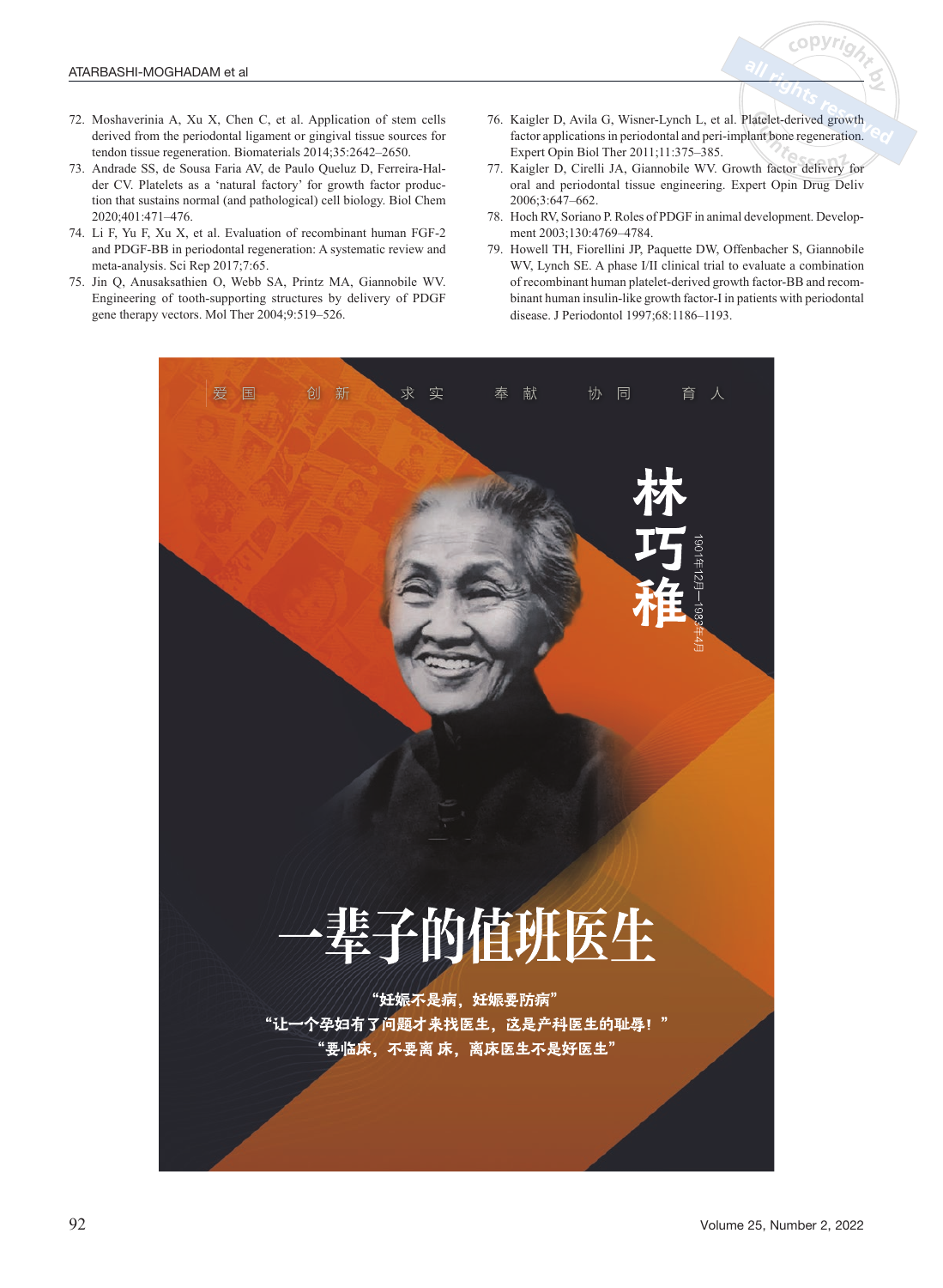72. Moshaverinia A, Xu X, Chen C, et al. Application of stem cells derived from the periodontal ligament or gingival tissue sources for tendon tissue regeneration. Biomaterials 2014;35:2642–2650.
73. Andrade SS, de Sousa Faria AV, de Paulo Queluz D, Ferreira-Halder CV. Platelets as a 'natural factory' for growth factor production that sustains normal (and pathological) cell biology. Biol Chem 2020;401:471–476.
74. Li F, Yu F, Xu X, et al. Evaluation of recombinant human FGF-2 and PDGF-BB in periodontal regeneration: A systematic review and meta-analysis. Sci Rep 2017;7:65.
75. Jin Q, Anusaksathien O, Webb SA, Printz MA, Giannobile WV. Engineering of tooth-supporting structures by delivery of PDGF gene therapy vectors. Mol Ther 2004;9:519–526.
76. Kaigler D, Avila G, Wisner-Lynch L, et al. Platelet-derived growth factor applications in periodontal and peri-implant bone regeneration. Expert Opin Biol Ther 2011;11:375–385.
77. Kaigler D, Cirelli JA, Giannobile WV. Growth factor delivery for oral and periodontal tissue engineering. Expert Opin Drug Deliv 2006;3:647–662.
78. Hoch RV, Soriano P. Roles of PDGF in animal development. Development 2003;130:4769–4784.
79. Howell TH, Fiorellini JP, Paquette DW, Offenbacher S, Giannobile WV, Lynch SE. A phase I/II clinical trial to evaluate a combination of recombinant human platelet-derived growth factor-BB and recombinant human insulin-like growth factor-I in patients with periodontal disease. J Periodontol 1997;68:1186–1193.

爱国　创新　求实　奉献　协同　育人

林巧稚

1901年12月—1983年4月

一辈子的值班医生

“妊娠不是病，妊娠要防病”

“让一个孕妇有了问题才来找医生，这是产科医生的耻辱！”

“要临床，不要离床，离床医生不是好医生”